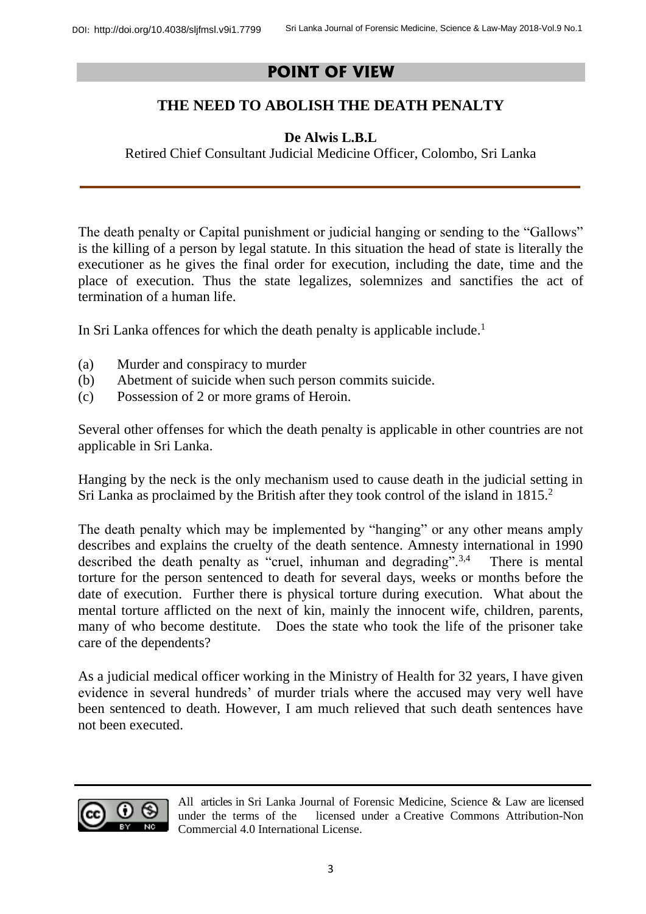## POINT OF VIEW

# THE NEED TO ABOLISH THE DEATH PENALTY

**De Alwis L.B.L**

Retired Chief Consultant Judicial Medicine Officer, Colombo, Sri Lanka

The death penalty or Capital punishment or judicial hanging or sending to the "Gallows" is the killing of a person by legal statute. In this situation the head of state is literally the executioner as he gives the final order for execution, including the date, time and the place of execution. Thus the state legalizes, solemnizes and sanctifies the act of termination of a human life.

In Sri Lanka offences for which the death penalty is applicable include.[1]

(a) Murder and conspiracy to murder
(b) Abetment of suicide when such person commits suicide.
(c) Possession of 2 or more grams of Heroin.

Several other offenses for which the death penalty is applicable in other countries are not applicable in Sri Lanka.

Hanging by the neck is the only mechanism used to cause death in the judicial setting in Sri Lanka as proclaimed by the British after they took control of the island in 1815.[2]

The death penalty which may be implemented by "hanging" or any other means amply describes and explains the cruelty of the death sentence. Amnesty international in 1990 described the death penalty as "cruel, inhuman and degrading".[3,4] There is mental torture for the person sentenced to death for several days, weeks or months before the date of execution. Further there is physical torture during execution. What about the mental torture afflicted on the next of kin, mainly the innocent wife, children, parents, many of who become destitute. Does the state who took the life of the prisoner take care of the dependents?

As a judicial medical officer working in the Ministry of Health for 32 years, I have given evidence in several hundreds' of murder trials where the accused may very well have been sentenced to death. However, I am much relieved that such death sentences have not been executed.

All articles in Sri Lanka Journal of Forensic Medicine, Science & Law are licensed under the terms of the licensed under a Creative Commons Attribution-Non Commercial 4.0 International License.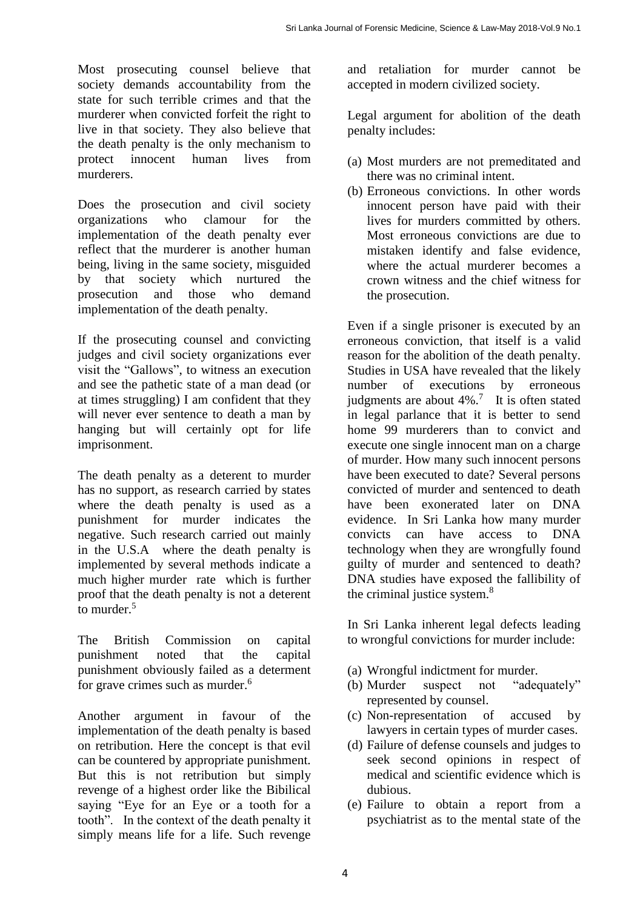Most prosecuting counsel believe that society demands accountability from the state for such terrible crimes and that the murderer when convicted forfeit the right to live in that society. They also believe that the death penalty is the only mechanism to protect innocent human lives from murderers.

Does the prosecution and civil society organizations who clamour for the implementation of the death penalty ever reflect that the murderer is another human being, living in the same society, misguided by that society which nurtured the prosecution and those who demand implementation of the death penalty.

If the prosecuting counsel and convicting judges and civil society organizations ever visit the "Gallows", to witness an execution and see the pathetic state of a man dead (or at times struggling) I am confident that they will never ever sentence to death a man by hanging but will certainly opt for life imprisonment.

The death penalty as a deterent to murder has no support, as research carried by states where the death penalty is used as a punishment for murder indicates the negative. Such research carried out mainly in the U.S.A where the death penalty is implemented by several methods indicate a much higher murder rate which is further proof that the death penalty is not a deterent to murder.[5]

The British Commission on capital punishment noted that the capital punishment obviously failed as a determent for grave crimes such as murder.[6]

Another argument in favour of the implementation of the death penalty is based on retribution. Here the concept is that evil can be countered by appropriate punishment. But this is not retribution but simply revenge of a highest order like the Bibilical saying "Eye for an Eye or a tooth for a tooth". In the context of the death penalty it simply means life for a life. Such revenge and retaliation for murder cannot be accepted in modern civilized society.

Legal argument for abolition of the death penalty includes:

(a) Most murders are not premeditated and there was no criminal intent.
(b) Erroneous convictions. In other words innocent person have paid with their lives for murders committed by others. Most erroneous convictions are due to mistaken identify and false evidence, where the actual murderer becomes a crown witness and the chief witness for the prosecution.

Even if a single prisoner is executed by an erroneous conviction, that itself is a valid reason for the abolition of the death penalty. Studies in USA have revealed that the likely number of executions by erroneous judgments are about 4%.[7] It is often stated in legal parlance that it is better to send home 99 murderers than to convict and execute one single innocent man on a charge of murder. How many such innocent persons have been executed to date? Several persons convicted of murder and sentenced to death have been exonerated later on DNA evidence. In Sri Lanka how many murder convicts can have access to DNA technology when they are wrongfully found guilty of murder and sentenced to death? DNA studies have exposed the fallibility of the criminal justice system.[8]

In Sri Lanka inherent legal defects leading to wrongful convictions for murder include:

(a) Wrongful indictment for murder.
(b) Murder suspect not "adequately" represented by counsel.
(c) Non-representation of accused by lawyers in certain types of murder cases.
(d) Failure of defense counsels and judges to seek second opinions in respect of medical and scientific evidence which is dubious.
(e) Failure to obtain a report from a psychiatrist as to the mental state of the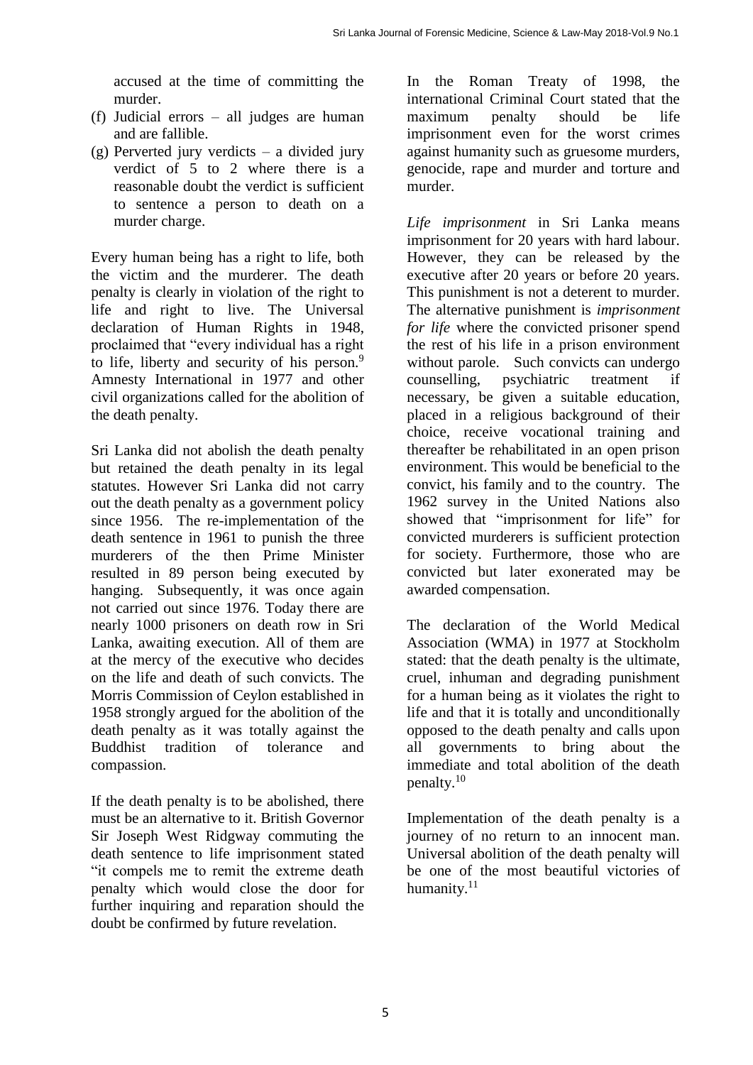accused at the time of committing the murder.

(f) Judicial errors – all judges are human and are fallible.

(g) Perverted jury verdicts – a divided jury verdict of 5 to 2 where there is a reasonable doubt the verdict is sufficient to sentence a person to death on a murder charge.

Every human being has a right to life, both the victim and the murderer. The death penalty is clearly in violation of the right to life and right to live. The Universal declaration of Human Rights in 1948, proclaimed that "every individual has a right to life, liberty and security of his person.[9] Amnesty International in 1977 and other civil organizations called for the abolition of the death penalty.

Sri Lanka did not abolish the death penalty but retained the death penalty in its legal statutes. However Sri Lanka did not carry out the death penalty as a government policy since 1956. The re-implementation of the death sentence in 1961 to punish the three murderers of the then Prime Minister resulted in 89 person being executed by hanging. Subsequently, it was once again not carried out since 1976. Today there are nearly 1000 prisoners on death row in Sri Lanka, awaiting execution. All of them are at the mercy of the executive who decides on the life and death of such convicts. The Morris Commission of Ceylon established in 1958 strongly argued for the abolition of the death penalty as it was totally against the Buddhist tradition of tolerance and compassion.

If the death penalty is to be abolished, there must be an alternative to it. British Governor Sir Joseph West Ridgway commuting the death sentence to life imprisonment stated "it compels me to remit the extreme death penalty which would close the door for further inquiring and reparation should the doubt be confirmed by future revelation.

In the Roman Treaty of 1998, the international Criminal Court stated that the maximum penalty should be life imprisonment even for the worst crimes against humanity such as gruesome murders, genocide, rape and murder and torture and murder.

*Life imprisonment* in Sri Lanka means imprisonment for 20 years with hard labour. However, they can be released by the executive after 20 years or before 20 years. This punishment is not a deterent to murder. The alternative punishment is *imprisonment for life* where the convicted prisoner spend the rest of his life in a prison environment without parole. Such convicts can undergo counselling, psychiatric treatment if necessary, be given a suitable education, placed in a religious background of their choice, receive vocational training and thereafter be rehabilitated in an open prison environment. This would be beneficial to the convict, his family and to the country. The 1962 survey in the United Nations also showed that "imprisonment for life" for convicted murderers is sufficient protection for society. Furthermore, those who are convicted but later exonerated may be awarded compensation.

The declaration of the World Medical Association (WMA) in 1977 at Stockholm stated: that the death penalty is the ultimate, cruel, inhuman and degrading punishment for a human being as it violates the right to life and that it is totally and unconditionally opposed to the death penalty and calls upon all governments to bring about the immediate and total abolition of the death penalty.[10]

Implementation of the death penalty is a journey of no return to an innocent man. Universal abolition of the death penalty will be one of the most beautiful victories of humanity.[11]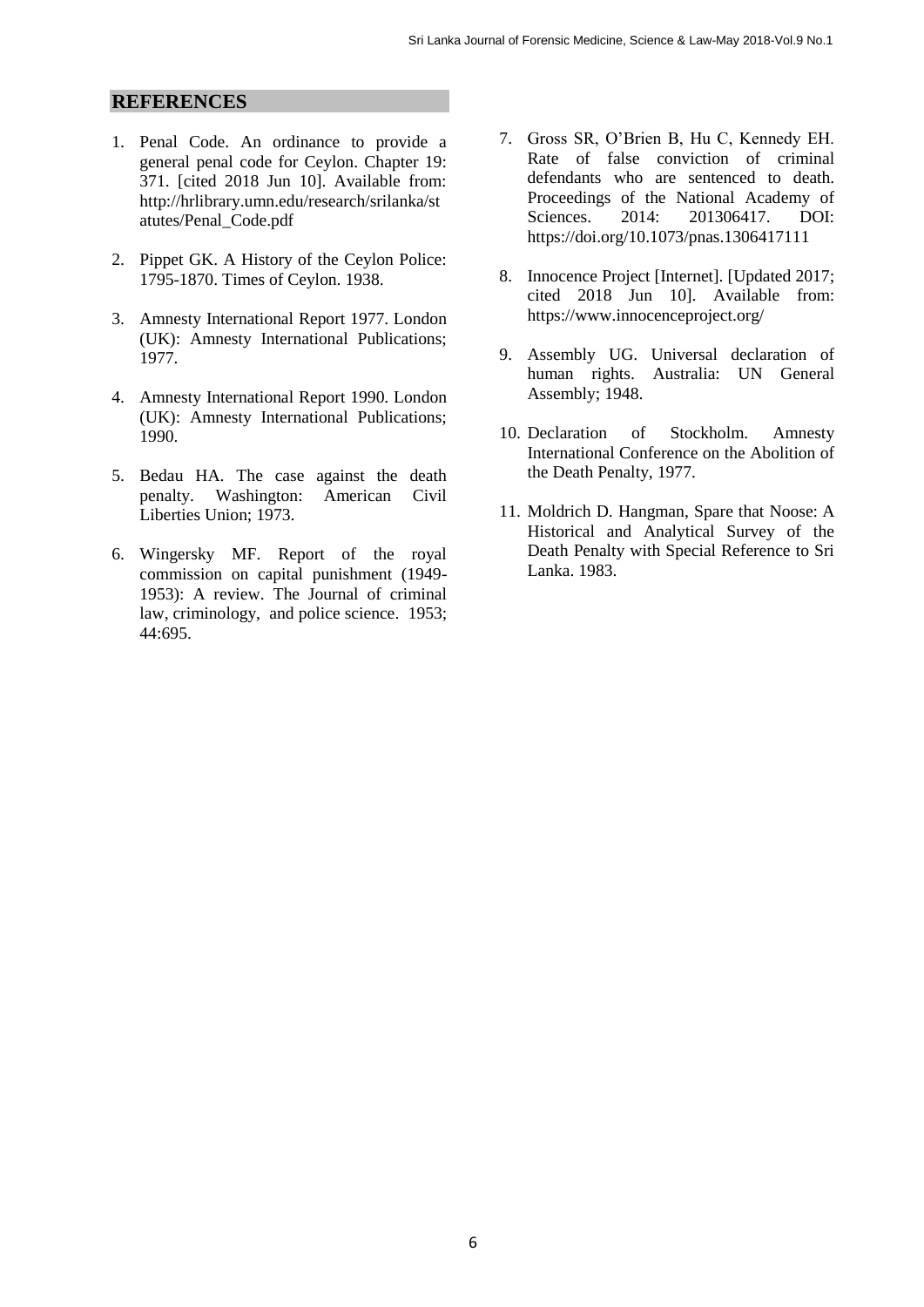## REFERENCES

1. Penal Code. An ordinance to provide a general penal code for Ceylon. Chapter 19: 371. [cited 2018 Jun 10]. Available from: http://hrlibrary.umn.edu/research/srilanka/statutes/Penal_Code.pdf
2. Pippet GK. A History of the Ceylon Police: 1795-1870. Times of Ceylon. 1938.
3. Amnesty International Report 1977. London (UK): Amnesty International Publications; 1977.
4. Amnesty International Report 1990. London (UK): Amnesty International Publications; 1990.
5. Bedau HA. The case against the death penalty. Washington: American Civil Liberties Union; 1973.
6. Wingersky MF. Report of the royal commission on capital punishment (1949-1953): A review. The Journal of criminal law, criminology, and police science. 1953; 44:695.
7. Gross SR, O'Brien B, Hu C, Kennedy EH. Rate of false conviction of criminal defendants who are sentenced to death. Proceedings of the National Academy of Sciences. 2014: 201306417. DOI: https://doi.org/10.1073/pnas.1306417111
8. Innocence Project [Internet]. [Updated 2017; cited 2018 Jun 10]. Available from: https://www.innocenceproject.org/
9. Assembly UG. Universal declaration of human rights. Australia: UN General Assembly; 1948.
10. Declaration of Stockholm. Amnesty International Conference on the Abolition of the Death Penalty, 1977.
11. Moldrich D. Hangman, Spare that Noose: A Historical and Analytical Survey of the Death Penalty with Special Reference to Sri Lanka. 1983.